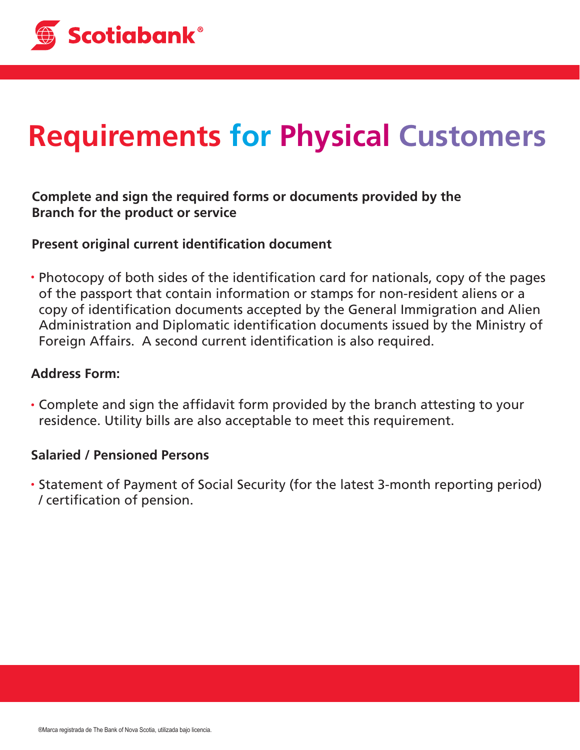Scotiabank®

# Requirements for Physical Customers

**Complete and sign the required forms or documents provided by the Branch for the product or service**

**Present original current identification document**

- Photocopy of both sides of the identification card for nationals, copy of the pages of the passport that contain information or stamps for non-resident aliens or a copy of identification documents accepted by the General Immigration and Alien Administration and Diplomatic identification documents issued by the Ministry of Foreign Affairs. A second current identification is also required.

**Address Form:**

- Complete and sign the affidavit form provided by the branch attesting to your residence. Utility bills are also acceptable to meet this requirement.

**Salaried / Pensioned Persons**

- Statement of Payment of Social Security (for the latest 3-month reporting period) / certification of pension.

®Marca registrada de The Bank of Nova Scotia, utilizada bajo licencia.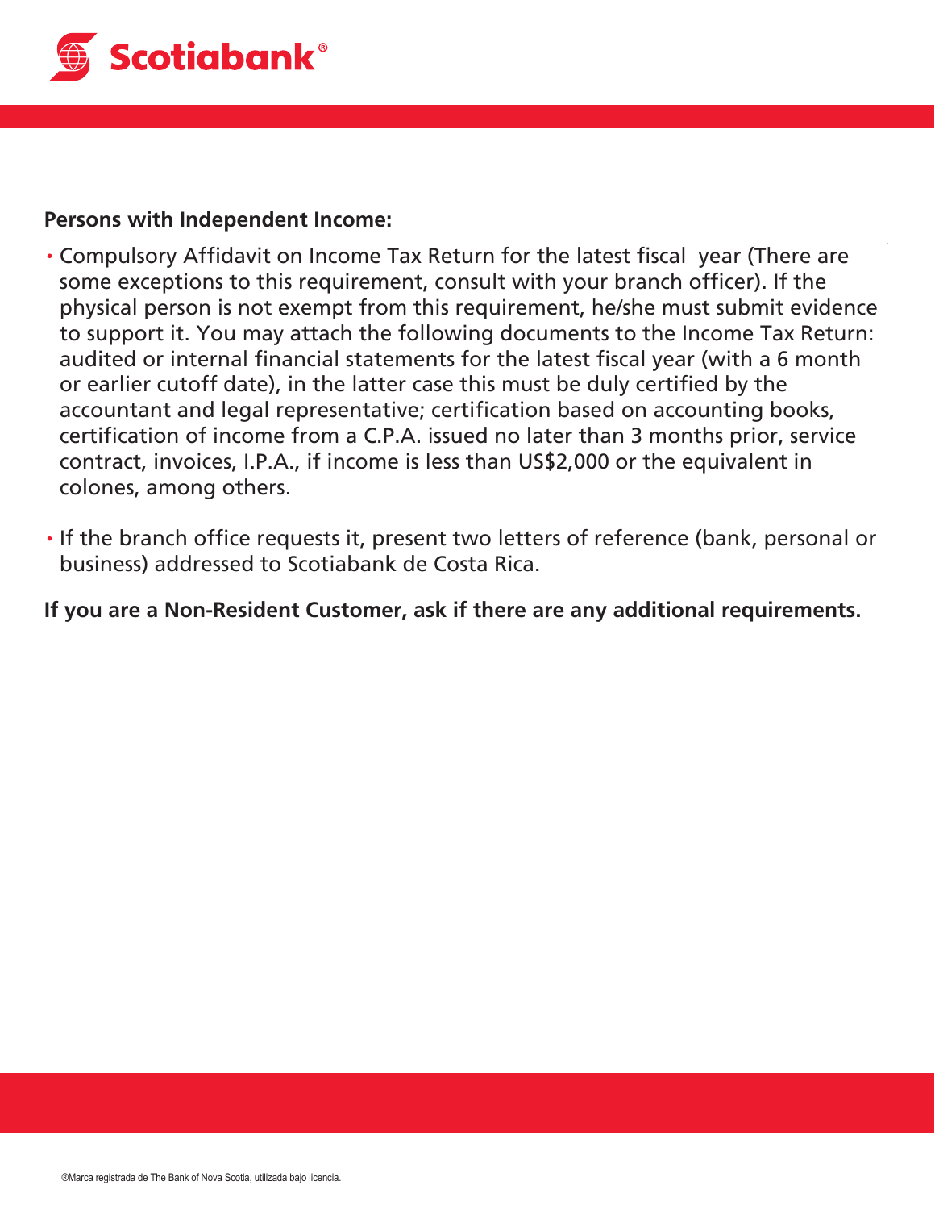**Persons with Independent Income:**

- Compulsory Affidavit on Income Tax Return for the latest fiscal year (There are some exceptions to this requirement, consult with your branch officer). If the physical person is not exempt from this requirement, he/she must submit evidence to support it. You may attach the following documents to the Income Tax Return: audited or internal financial statements for the latest fiscal year (with a 6 month or earlier cutoff date), in the latter case this must be duly certified by the accountant and legal representative; certification based on accounting books, certification of income from a C.P.A. issued no later than 3 months prior, service contract, invoices, I.P.A., if income is less than US$2,000 or the equivalent in colones, among others.
- If the branch office requests it, present two letters of reference (bank, personal or business) addressed to Scotiabank de Costa Rica.

**If you are a Non-Resident Customer, ask if there are any additional requirements.**

®Marca registrada de The Bank of Nova Scotia, utilizada bajo licencia.